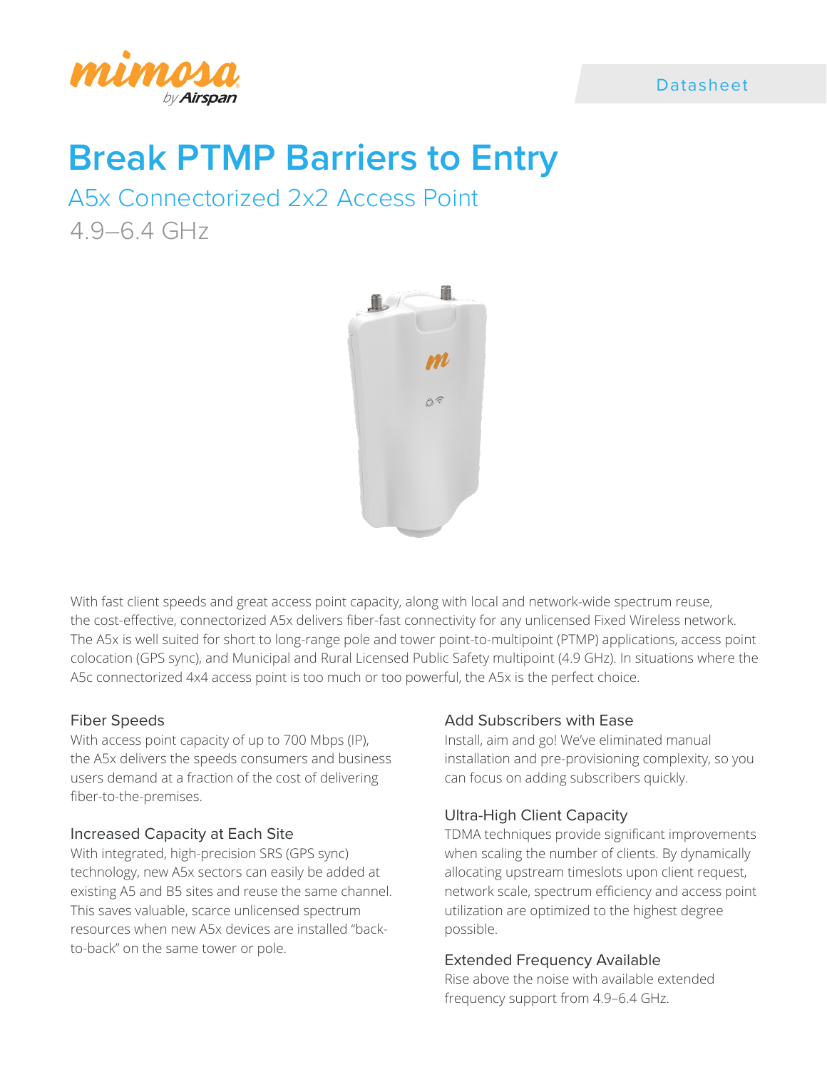Datasheet

# Break PTMP Barriers to Entry

## A5x Connectorized 2x2 Access Point

4.9–6.4 GHz

With fast client speeds and great access point capacity, along with local and network-wide spectrum reuse, the cost-effective, connectorized A5x delivers fiber-fast connectivity for any unlicensed Fixed Wireless network. The A5x is well suited for short to long-range pole and tower point-to-multipoint (PTMP) applications, access point colocation (GPS sync), and Municipal and Rural Licensed Public Safety multipoint (4.9 GHz). In situations where the A5c connectorized 4x4 access point is too much or too powerful, the A5x is the perfect choice.

### Fiber Speeds

With access point capacity of up to 700 Mbps (IP), the A5x delivers the speeds consumers and business users demand at a fraction of the cost of delivering fiber-to-the-premises.

### Increased Capacity at Each Site

With integrated, high-precision SRS (GPS sync) technology, new A5x sectors can easily be added at existing A5 and B5 sites and reuse the same channel. This saves valuable, scarce unlicensed spectrum resources when new A5x devices are installed "back-to-back" on the same tower or pole.

### Add Subscribers with Ease

Install, aim and go! We've eliminated manual installation and pre-provisioning complexity, so you can focus on adding subscribers quickly.

### Ultra-High Client Capacity

TDMA techniques provide significant improvements when scaling the number of clients. By dynamically allocating upstream timeslots upon client request, network scale, spectrum efficiency and access point utilization are optimized to the highest degree possible.

### Extended Frequency Available

Rise above the noise with available extended frequency support from 4.9–6.4 GHz.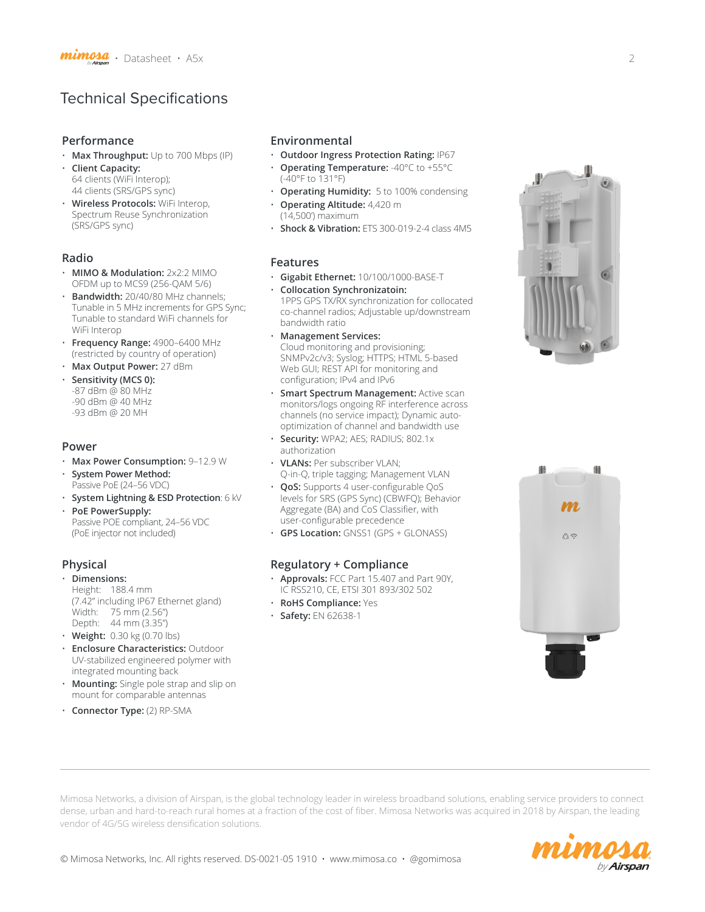# Technical Specifications

## Performance

- **Max Throughput:** Up to 700 Mbps (IP)
- **Client Capacity:**
  64 clients (WiFi Interop);
  44 clients (SRS/GPS sync)
- **Wireless Protocols:** WiFi Interop, Spectrum Reuse Synchronization (SRS/GPS sync)

## Radio

- **MIMO & Modulation:** 2x2:2 MIMO OFDM up to MCS9 (256-QAM 5/6)
- **Bandwidth:** 20/40/80 MHz channels; Tunable in 5 MHz increments for GPS Sync; Tunable to standard WiFi channels for WiFi Interop
- **Frequency Range:** 4900–6400 MHz (restricted by country of operation)
- **Max Output Power:** 27 dBm
- **Sensitivity (MCS 0):**
  -87 dBm @ 80 MHz
  -90 dBm @ 40 MHz
  -93 dBm @ 20 MH

## Power

- **Max Power Consumption:** 9–12.9 W
- **System Power Method:**
  Passive PoE (24–56 VDC)
- **System Lightning & ESD Protection**: 6 kV
- **PoE PowerSupply:**
  Passive POE compliant, 24–56 VDC
  (PoE injector not included)

## Physical

- **Dimensions:**
  Height: 188.4 mm
  (7.42" including IP67 Ethernet gland)
  Width: 75 mm (2.56")
  Depth: 44 mm (3.35")
- **Weight:** 0.30 kg (0.70 lbs)
- **Enclosure Characteristics:** Outdoor UV-stabilized engineered polymer with integrated mounting back
- **Mounting:** Single pole strap and slip on mount for comparable antennas
- **Connector Type:** (2) RP-SMA

## Environmental

- **Outdoor Ingress Protection Rating:** IP67
- **Operating Temperature:** -40°C to +55°C (-40°F to 131°F)
- **Operating Humidity:** 5 to 100% condensing
- **Operating Altitude:** 4,420 m (14,500') maximum
- **Shock & Vibration:** ETS 300-019-2-4 class 4M5

## Features

- **Gigabit Ethernet:** 10/100/1000-BASE-T
- **Collocation Synchronizatoin:**
  1PPS GPS TX/RX synchronization for collocated co-channel radios; Adjustable up/downstream bandwidth ratio
- **Management Services:**
  Cloud monitoring and provisioning; SNMPv2c/v3; Syslog; HTTPS; HTML 5-based Web GUI; REST API for monitoring and configuration; IPv4 and IPv6
- **Smart Spectrum Management:** Active scan monitors/logs ongoing RF interference across channels (no service impact); Dynamic auto-optimization of channel and bandwidth use
- **Security:** WPA2; AES; RADIUS; 802.1x authorization
- **VLANs:** Per subscriber VLAN; Q-in-Q, triple tagging; Management VLAN
- **QoS:** Supports 4 user-configurable QoS levels for SRS (GPS Sync) (CBWFQ); Behavior Aggregate (BA) and CoS Classifier, with user-configurable precedence
- **GPS Location:** GNSS1 (GPS + GLONASS)

## Regulatory + Compliance

- **Approvals:** FCC Part 15.407 and Part 90Y, IC RSS210, CE, ETSI 301 893/302 502
- **RoHS Compliance:** Yes
- **Safety:** EN 62638-1

Mimosa Networks, a division of Airspan, is the global technology leader in wireless broadband solutions, enabling service providers to connect dense, urban and hard-to-reach rural homes at a fraction of the cost of fiber. Mimosa Networks was acquired in 2018 by Airspan, the leading vendor of 4G/5G wireless densification solutions.

© Mimosa Networks, Inc. All rights reserved. DS-0021-05 1910 • www.mimosa.co • @gomimosa